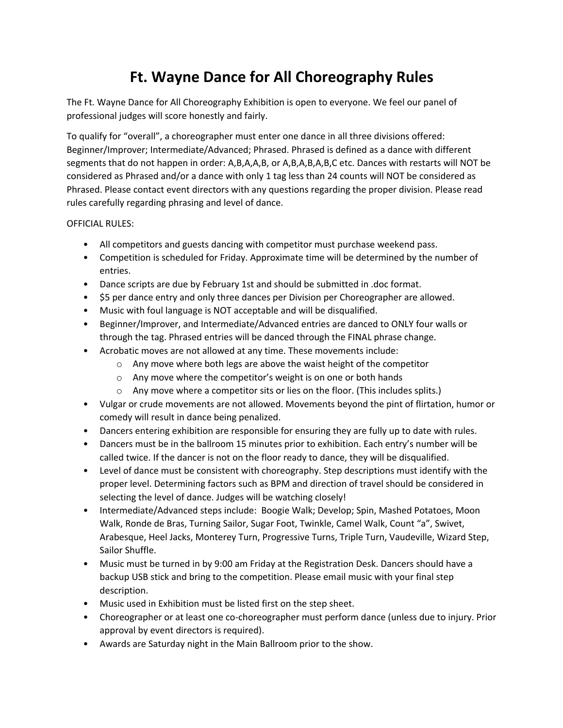# Ft. Wayne Dance for All Choreography Rules

The Ft. Wayne Dance for All Choreography Exhibition is open to everyone. We feel our panel of professional judges will score honestly and fairly.

To qualify for "overall", a choreographer must enter one dance in all three divisions offered: Beginner/Improver; Intermediate/Advanced; Phrased. Phrased is defined as a dance with different segments that do not happen in order: A,B,A,A,B, or A,B,A,B,A,B,C etc. Dances with restarts will NOT be considered as Phrased and/or a dance with only 1 tag less than 24 counts will NOT be considered as Phrased. Please contact event directors with any questions regarding the proper division. Please read rules carefully regarding phrasing and level of dance.

OFFICIAL RULES:

- All competitors and guests dancing with competitor must purchase weekend pass.
- Competition is scheduled for Friday. Approximate time will be determined by the number of entries.
- Dance scripts are due by February 1st and should be submitted in .doc format.
- $5 per dance entry and only three dances per Division per Choreographer are allowed.
- Music with foul language is NOT acceptable and will be disqualified.
- Beginner/Improver, and Intermediate/Advanced entries are danced to ONLY four walls or through the tag. Phrased entries will be danced through the FINAL phrase change.
- Acrobatic moves are not allowed at any time. These movements include:
  - Any move where both legs are above the waist height of the competitor
  - Any move where the competitor's weight is on one or both hands
  - Any move where a competitor sits or lies on the floor. (This includes splits.)
- Vulgar or crude movements are not allowed. Movements beyond the pint of flirtation, humor or comedy will result in dance being penalized.
- Dancers entering exhibition are responsible for ensuring they are fully up to date with rules.
- Dancers must be in the ballroom 15 minutes prior to exhibition. Each entry's number will be called twice. If the dancer is not on the floor ready to dance, they will be disqualified.
- Level of dance must be consistent with choreography. Step descriptions must identify with the proper level. Determining factors such as BPM and direction of travel should be considered in selecting the level of dance. Judges will be watching closely!
- Intermediate/Advanced steps include: Boogie Walk; Develop; Spin, Mashed Potatoes, Moon Walk, Ronde de Bras, Turning Sailor, Sugar Foot, Twinkle, Camel Walk, Count "a", Swivet, Arabesque, Heel Jacks, Monterey Turn, Progressive Turns, Triple Turn, Vaudeville, Wizard Step, Sailor Shuffle.
- Music must be turned in by 9:00 am Friday at the Registration Desk. Dancers should have a backup USB stick and bring to the competition. Please email music with your final step description.
- Music used in Exhibition must be listed first on the step sheet.
- Choreographer or at least one co-choreographer must perform dance (unless due to injury. Prior approval by event directors is required).
- Awards are Saturday night in the Main Ballroom prior to the show.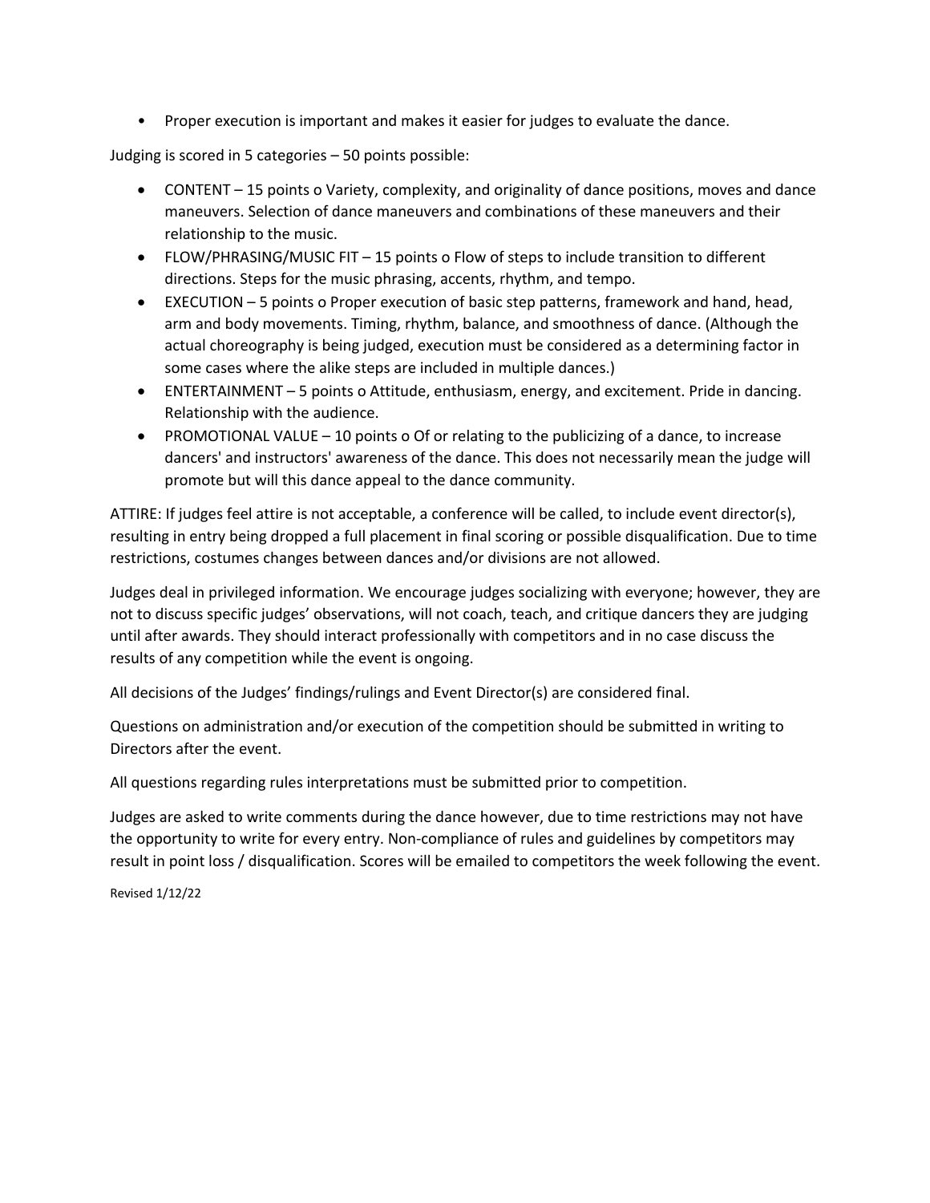- Proper execution is important and makes it easier for judges to evaluate the dance.

Judging is scored in 5 categories – 50 points possible:

- CONTENT – 15 points o Variety, complexity, and originality of dance positions, moves and dance maneuvers. Selection of dance maneuvers and combinations of these maneuvers and their relationship to the music.
- FLOW/PHRASING/MUSIC FIT – 15 points o Flow of steps to include transition to different directions. Steps for the music phrasing, accents, rhythm, and tempo.
- EXECUTION – 5 points o Proper execution of basic step patterns, framework and hand, head, arm and body movements. Timing, rhythm, balance, and smoothness of dance. (Although the actual choreography is being judged, execution must be considered as a determining factor in some cases where the alike steps are included in multiple dances.)
- ENTERTAINMENT – 5 points o Attitude, enthusiasm, energy, and excitement. Pride in dancing. Relationship with the audience.
- PROMOTIONAL VALUE – 10 points o Of or relating to the publicizing of a dance, to increase dancers' and instructors' awareness of the dance. This does not necessarily mean the judge will promote but will this dance appeal to the dance community.

ATTIRE: If judges feel attire is not acceptable, a conference will be called, to include event director(s), resulting in entry being dropped a full placement in final scoring or possible disqualification. Due to time restrictions, costumes changes between dances and/or divisions are not allowed.

Judges deal in privileged information. We encourage judges socializing with everyone; however, they are not to discuss specific judges' observations, will not coach, teach, and critique dancers they are judging until after awards. They should interact professionally with competitors and in no case discuss the results of any competition while the event is ongoing.

All decisions of the Judges' findings/rulings and Event Director(s) are considered final.

Questions on administration and/or execution of the competition should be submitted in writing to Directors after the event.

All questions regarding rules interpretations must be submitted prior to competition.

Judges are asked to write comments during the dance however, due to time restrictions may not have the opportunity to write for every entry. Non-compliance of rules and guidelines by competitors may result in point loss / disqualification. Scores will be emailed to competitors the week following the event.

Revised 1/12/22